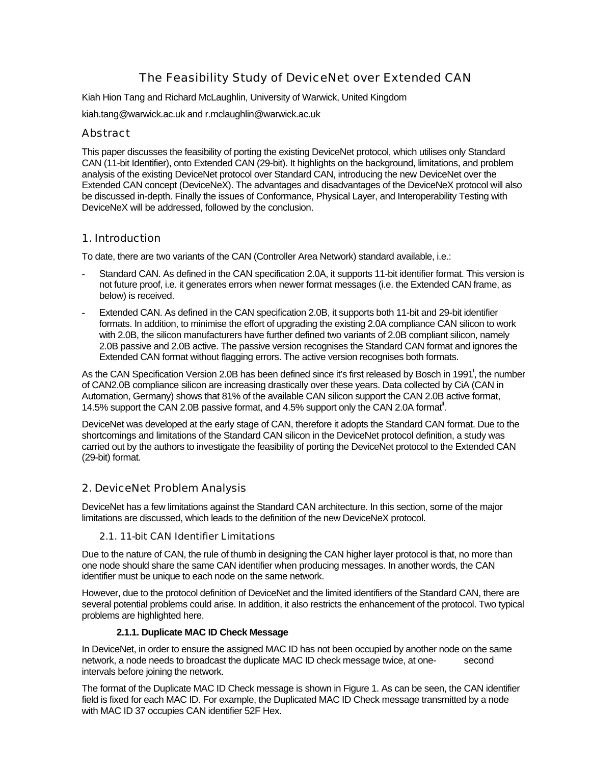# The Feasibility Study of DeviceNet over Extended CAN

Kiah Hion Tang and Richard McLaughlin, University of Warwick, United Kingdom

kiah.tang@warwick.ac.uk and r.mclaughlin@warwick.ac.uk

## Abstract

This paper discusses the feasibility of porting the existing DeviceNet protocol, which utilises only Standard CAN (11-bit Identifier), onto Extended CAN (29-bit). It highlights on the background, limitations, and problem analysis of the existing DeviceNet protocol over Standard CAN, introducing the new DeviceNet over the Extended CAN concept (DeviceNeX). The advantages and disadvantages of the DeviceNeX protocol will also be discussed in-depth. Finally the issues of Conformance, Physical Layer, and Interoperability Testing with DeviceNeX will be addressed, followed by the conclusion.

## 1. Introduction

To date, there are two variants of the CAN (Controller Area Network) standard available, i.e.:

- Standard CAN. As defined in the CAN specification 2.0A, it supports 11-bit identifier format. This version is not future proof, i.e. it generates errors when newer format messages (i.e. the Extended CAN frame, as below) is received.
- Extended CAN. As defined in the CAN specification 2.0B, it supports both 11-bit and 29-bit identifier formats. In addition, to minimise the effort of upgrading the existing 2.0A compliance CAN silicon to work with 2.0B, the silicon manufacturers have further defined two variants of 2.0B compliant silicon, namely 2.0B passive and 2.0B active. The passive version recognises the Standard CAN format and ignores the Extended CAN format without flagging errors. The active version recognises both formats.

As the CAN Specification Version 2.0B has been defined since it's first released by Bosch in 1991[i], the number of CAN2.0B compliance silicon are increasing drastically over these years. Data collected by CiA (CAN in Automation, Germany) shows that 81% of the available CAN silicon support the CAN 2.0B active format, 14.5% support the CAN 2.0B passive format, and 4.5% support only the CAN 2.0A format[ii].

DeviceNet was developed at the early stage of CAN, therefore it adopts the Standard CAN format. Due to the shortcomings and limitations of the Standard CAN silicon in the DeviceNet protocol definition, a study was carried out by the authors to investigate the feasibility of porting the DeviceNet protocol to the Extended CAN (29-bit) format.

## 2. DeviceNet Problem Analysis

DeviceNet has a few limitations against the Standard CAN architecture. In this section, some of the major limitations are discussed, which leads to the definition of the new DeviceNeX protocol.

### 2.1. 11-bit CAN Identifier Limitations

Due to the nature of CAN, the rule of thumb in designing the CAN higher layer protocol is that, no more than one node should share the same CAN identifier when producing messages. In another words, the CAN identifier must be unique to each node on the same network.

However, due to the protocol definition of DeviceNet and the limited identifiers of the Standard CAN, there are several potential problems could arise. In addition, it also restricts the enhancement of the protocol. Two typical problems are highlighted here.

#### 2.1.1. Duplicate MAC ID Check Message

In DeviceNet, in order to ensure the assigned MAC ID has not been occupied by another node on the same network, a node needs to broadcast the duplicate MAC ID check message twice, at one-second intervals before joining the network.

The format of the Duplicate MAC ID Check message is shown in Figure 1. As can be seen, the CAN identifier field is fixed for each MAC ID. For example, the Duplicated MAC ID Check message transmitted by a node with MAC ID 37 occupies CAN identifier 52F Hex.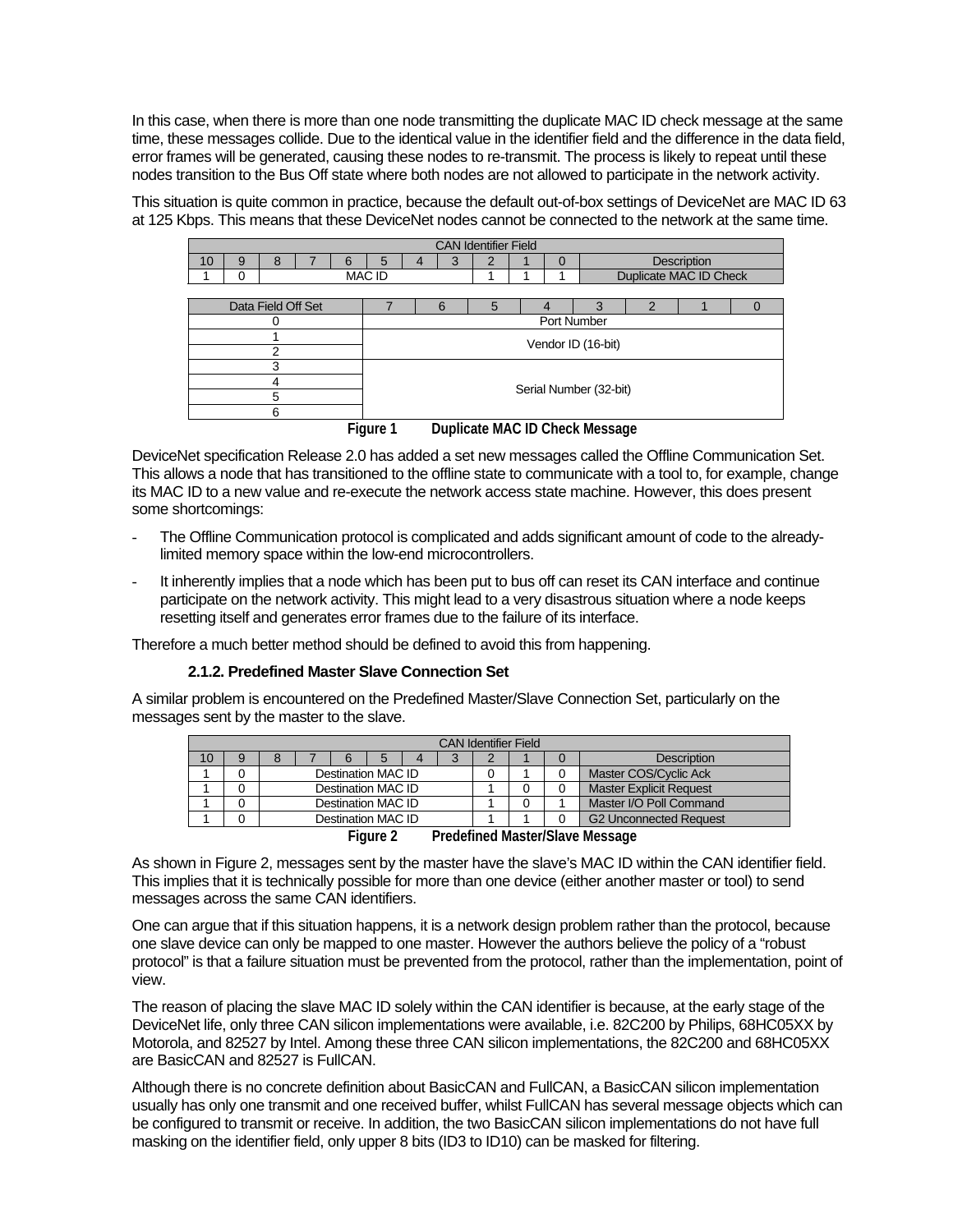In this case, when there is more than one node transmitting the duplicate MAC ID check message at the same time, these messages collide. Due to the identical value in the identifier field and the difference in the data field, error frames will be generated, causing these nodes to re-transmit. The process is likely to repeat until these nodes transition to the Bus Off state where both nodes are not allowed to participate in the network activity.

This situation is quite common in practice, because the default out-of-box settings of DeviceNet are MAC ID 63 at 125 Kbps. This means that these DeviceNet nodes cannot be connected to the network at the same time.

| CAN Identifier Field | | | | | | | | | | | |
|---|---|---|---|---|---|---|---|---|---|---|---|
| 10 | 9 | 8 | 7 | 6 | 5 | 4 | 3 | 2 | 1 | 0 | Description |
| 1 | 0 | MAC ID | | | | | | 1 | 1 | 1 | Duplicate MAC ID Check |

| Data Field Off Set | 7 | 6 | 5 | 4 | 3 | 2 | 1 | 0 |
|---|---|---|---|---|---|---|---|---|
| 0 | Port Number | | | | | | | |
| 1 | Vendor ID (16-bit) | | | | | | | |
| 2 | | | | | | | | |
| 3 | Serial Number (32-bit) | | | | | | | |
| 4 | | | | | | | | |
| 5 | | | | | | | | |
| 6 | | | | | | | | |

**Figure 1 Duplicate MAC ID Check Message**

DeviceNet specification Release 2.0 has added a set new messages called the Offline Communication Set. This allows a node that has transitioned to the offline state to communicate with a tool to, for example, change its MAC ID to a new value and re-execute the network access state machine. However, this does present some shortcomings:

- The Offline Communication protocol is complicated and adds significant amount of code to the already-limited memory space within the low-end microcontrollers.
- It inherently implies that a node which has been put to bus off can reset its CAN interface and continue participate on the network activity. This might lead to a very disastrous situation where a node keeps resetting itself and generates error frames due to the failure of its interface.

Therefore a much better method should be defined to avoid this from happening.

### 2.1.2. Predefined Master Slave Connection Set

A similar problem is encountered on the Predefined Master/Slave Connection Set, particularly on the messages sent by the master to the slave.

| CAN Identifier Field | | | | | | | | | | | |
|---|---|---|---|---|---|---|---|---|---|---|---|
| 10 | 9 | 8 | 7 | 6 | 5 | 4 | 3 | 2 | 1 | 0 | Description |
| 1 | 0 | Destination MAC ID | | | | | | 0 | 1 | 0 | Master COS/Cyclic Ack |
| 1 | 0 | Destination MAC ID | | | | | | 1 | 0 | 0 | Master Explicit Request |
| 1 | 0 | Destination MAC ID | | | | | | 1 | 0 | 1 | Master I/O Poll Command |
| 1 | 0 | Destination MAC ID | | | | | | 1 | 1 | 0 | G2 Unconnected Request |

**Figure 2 Predefined Master/Slave Message**

As shown in Figure 2, messages sent by the master have the slave's MAC ID within the CAN identifier field. This implies that it is technically possible for more than one device (either another master or tool) to send messages across the same CAN identifiers.

One can argue that if this situation happens, it is a network design problem rather than the protocol, because one slave device can only be mapped to one master. However the authors believe the policy of a "robust protocol" is that a failure situation must be prevented from the protocol, rather than the implementation, point of view.

The reason of placing the slave MAC ID solely within the CAN identifier is because, at the early stage of the DeviceNet life, only three CAN silicon implementations were available, i.e. 82C200 by Philips, 68HC05XX by Motorola, and 82527 by Intel. Among these three CAN silicon implementations, the 82C200 and 68HC05XX are BasicCAN and 82527 is FullCAN.

Although there is no concrete definition about BasicCAN and FullCAN, a BasicCAN silicon implementation usually has only one transmit and one received buffer, whilst FullCAN has several message objects which can be configured to transmit or receive. In addition, the two BasicCAN silicon implementations do not have full masking on the identifier field, only upper 8 bits (ID3 to ID10) can be masked for filtering.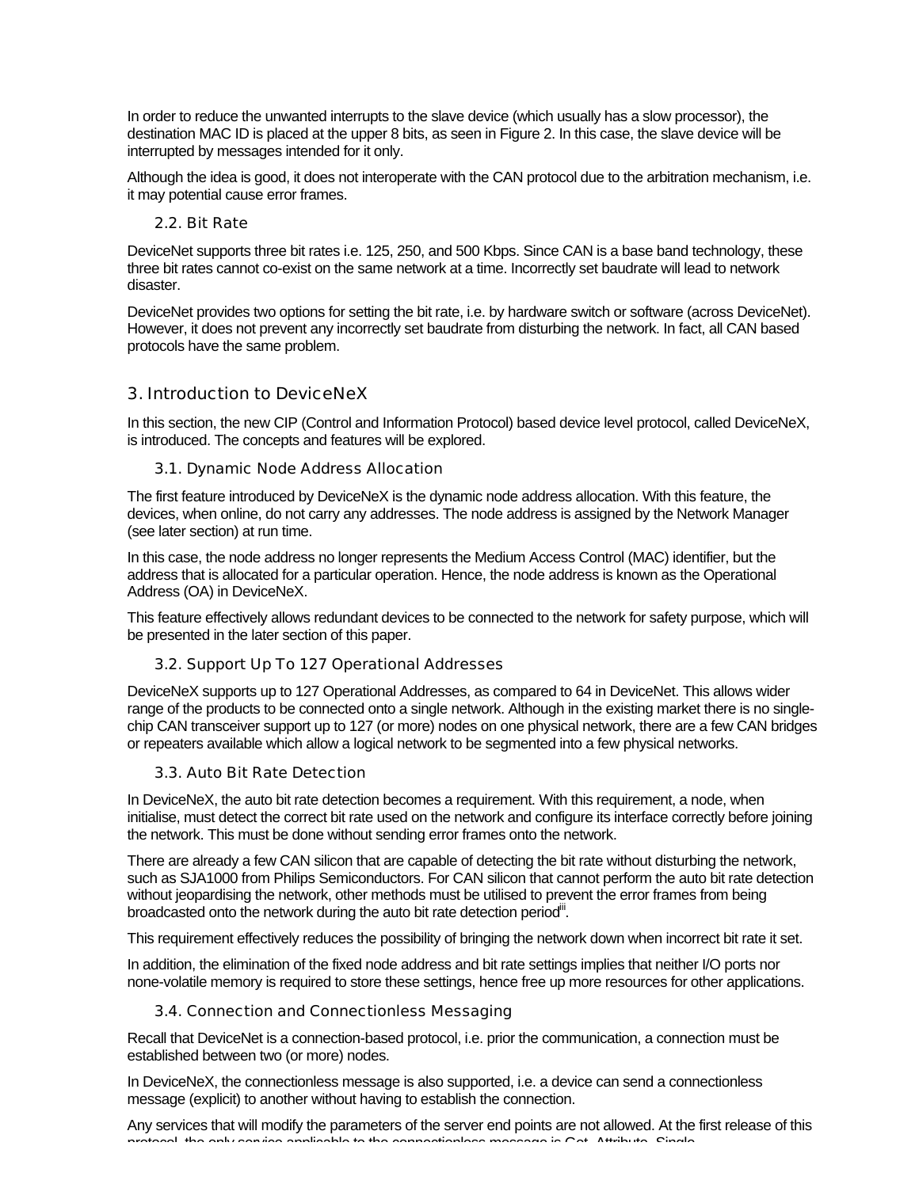In order to reduce the unwanted interrupts to the slave device (which usually has a slow processor), the destination MAC ID is placed at the upper 8 bits, as seen in Figure 2. In this case, the slave device will be interrupted by messages intended for it only.

Although the idea is good, it does not interoperate with the CAN protocol due to the arbitration mechanism, i.e. it may potential cause error frames.

### 2.2. Bit Rate

DeviceNet supports three bit rates i.e. 125, 250, and 500 Kbps. Since CAN is a base band technology, these three bit rates cannot co-exist on the same network at a time. Incorrectly set baudrate will lead to network disaster.

DeviceNet provides two options for setting the bit rate, i.e. by hardware switch or software (across DeviceNet). However, it does not prevent any incorrectly set baudrate from disturbing the network. In fact, all CAN based protocols have the same problem.

## 3. Introduction to DeviceNeX

In this section, the new CIP (Control and Information Protocol) based device level protocol, called DeviceNeX, is introduced. The concepts and features will be explored.

### 3.1. Dynamic Node Address Allocation

The first feature introduced by DeviceNeX is the dynamic node address allocation. With this feature, the devices, when online, do not carry any addresses. The node address is assigned by the Network Manager (see later section) at run time.

In this case, the node address no longer represents the Medium Access Control (MAC) identifier, but the address that is allocated for a particular operation. Hence, the node address is known as the Operational Address (OA) in DeviceNeX.

This feature effectively allows redundant devices to be connected to the network for safety purpose, which will be presented in the later section of this paper.

### 3.2. Support Up To 127 Operational Addresses

DeviceNeX supports up to 127 Operational Addresses, as compared to 64 in DeviceNet. This allows wider range of the products to be connected onto a single network. Although in the existing market there is no single-chip CAN transceiver support up to 127 (or more) nodes on one physical network, there are a few CAN bridges or repeaters available which allow a logical network to be segmented into a few physical networks.

### 3.3. Auto Bit Rate Detection

In DeviceNeX, the auto bit rate detection becomes a requirement. With this requirement, a node, when initialise, must detect the correct bit rate used on the network and configure its interface correctly before joining the network. This must be done without sending error frames onto the network.

There are already a few CAN silicon that are capable of detecting the bit rate without disturbing the network, such as SJA1000 from Philips Semiconductors. For CAN silicon that cannot perform the auto bit rate detection without jeopardising the network, other methods must be utilised to prevent the error frames from being broadcasted onto the network during the auto bit rate detection period[iii].

This requirement effectively reduces the possibility of bringing the network down when incorrect bit rate it set.

In addition, the elimination of the fixed node address and bit rate settings implies that neither I/O ports nor none-volatile memory is required to store these settings, hence free up more resources for other applications.

### 3.4. Connection and Connectionless Messaging

Recall that DeviceNet is a connection-based protocol, i.e. prior the communication, a connection must be established between two (or more) nodes.

In DeviceNeX, the connectionless message is also supported, i.e. a device can send a connectionless message (explicit) to another without having to establish the connection.

Any services that will modify the parameters of the server end points are not allowed. At the first release of this protocol, the only service applicable to the connectionless message is Get_Attribute_Single.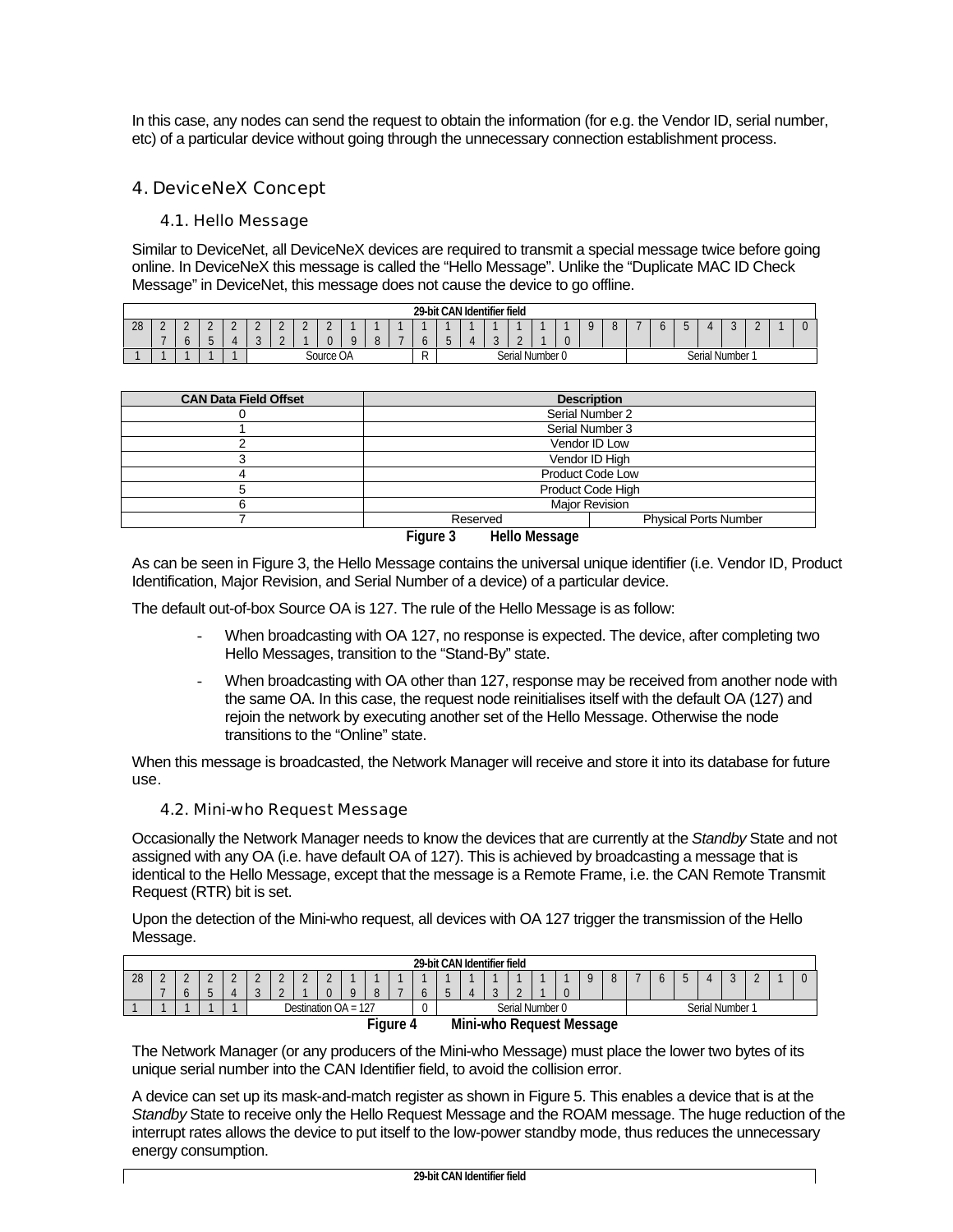In this case, any nodes can send the request to obtain the information (for e.g. the Vendor ID, serial number, etc) of a particular device without going through the unnecessary connection establishment process.

## 4. DeviceNeX Concept

### 4.1. Hello Message

Similar to DeviceNet, all DeviceNeX devices are required to transmit a special message twice before going online. In DeviceNeX this message is called the "Hello Message". Unlike the "Duplicate MAC ID Check Message" in DeviceNet, this message does not cause the device to go offline.

| 29-bit CAN Identifier field | | | | | | | | | | | | | | | | | | | | | | | | | | | | |
|---|---|---|---|---|---|---|---|---|---|---|---|---|---|---|---|---|---|---|---|---|---|---|---|---|---|---|---|---|
| 28 | 27 | 26 | 25 | 24 | 23 | 22 | 21 | 20 | 19 | 18 | 17 | 16 | 15 | 14 | 13 | 12 | 11 | 10 | 9 | 8 | 7 | 6 | 5 | 4 | 3 | 2 | 1 | 0 |
| 1 | 1 | 1 | 1 | 1 | Source OA | | | | | | | R | Serial Number 0 | | | | | | | | Serial Number 1 | | | | | | | |

| CAN Data Field Offset | Description | |
|---|---|---|
| 0 | Serial Number 2 | |
| 1 | Serial Number 3 | |
| 2 | Vendor ID Low | |
| 3 | Vendor ID High | |
| 4 | Product Code Low | |
| 5 | Product Code High | |
| 6 | Major Revision | |
| 7 | Reserved | Physical Ports Number |

**Figure 3 Hello Message**

As can be seen in Figure 3, the Hello Message contains the universal unique identifier (i.e. Vendor ID, Product Identification, Major Revision, and Serial Number of a device) of a particular device.

The default out-of-box Source OA is 127. The rule of the Hello Message is as follow:

- When broadcasting with OA 127, no response is expected. The device, after completing two Hello Messages, transition to the "Stand-By" state.
- When broadcasting with OA other than 127, response may be received from another node with the same OA. In this case, the request node reinitialises itself with the default OA (127) and rejoin the network by executing another set of the Hello Message. Otherwise the node transitions to the "Online" state.

When this message is broadcasted, the Network Manager will receive and store it into its database for future use.

### 4.2. Mini-who Request Message

Occasionally the Network Manager needs to know the devices that are currently at the *Standby* State and not assigned with any OA (i.e. have default OA of 127). This is achieved by broadcasting a message that is identical to the Hello Message, except that the message is a Remote Frame, i.e. the CAN Remote Transmit Request (RTR) bit is set.

Upon the detection of the Mini-who request, all devices with OA 127 trigger the transmission of the Hello Message.

| 29-bit CAN Identifier field | | | | | | | | | | | | | | | | | | | | | | | | | | | | |
|---|---|---|---|---|---|---|---|---|---|---|---|---|---|---|---|---|---|---|---|---|---|---|---|---|---|---|---|---|
| 28 | 27 | 26 | 25 | 24 | 23 | 22 | 21 | 20 | 19 | 18 | 17 | 16 | 15 | 14 | 13 | 12 | 11 | 10 | 9 | 8 | 7 | 6 | 5 | 4 | 3 | 2 | 1 | 0 |
| 1 | 1 | 1 | 1 | 1 | Destination OA = 127 | | | | | | | 0 | Serial Number 0 | | | | | | | | Serial Number 1 | | | | | | | |

**Figure 4 Mini-who Request Message**

The Network Manager (or any producers of the Mini-who Message) must place the lower two bytes of its unique serial number into the CAN Identifier field, to avoid the collision error.

A device can set up its mask-and-match register as shown in Figure 5. This enables a device that is at the *Standby* State to receive only the Hello Request Message and the ROAM message. The huge reduction of the interrupt rates allows the device to put itself to the low-power standby mode, thus reduces the unnecessary energy consumption.

| 29-bit CAN Identifier field |
|---|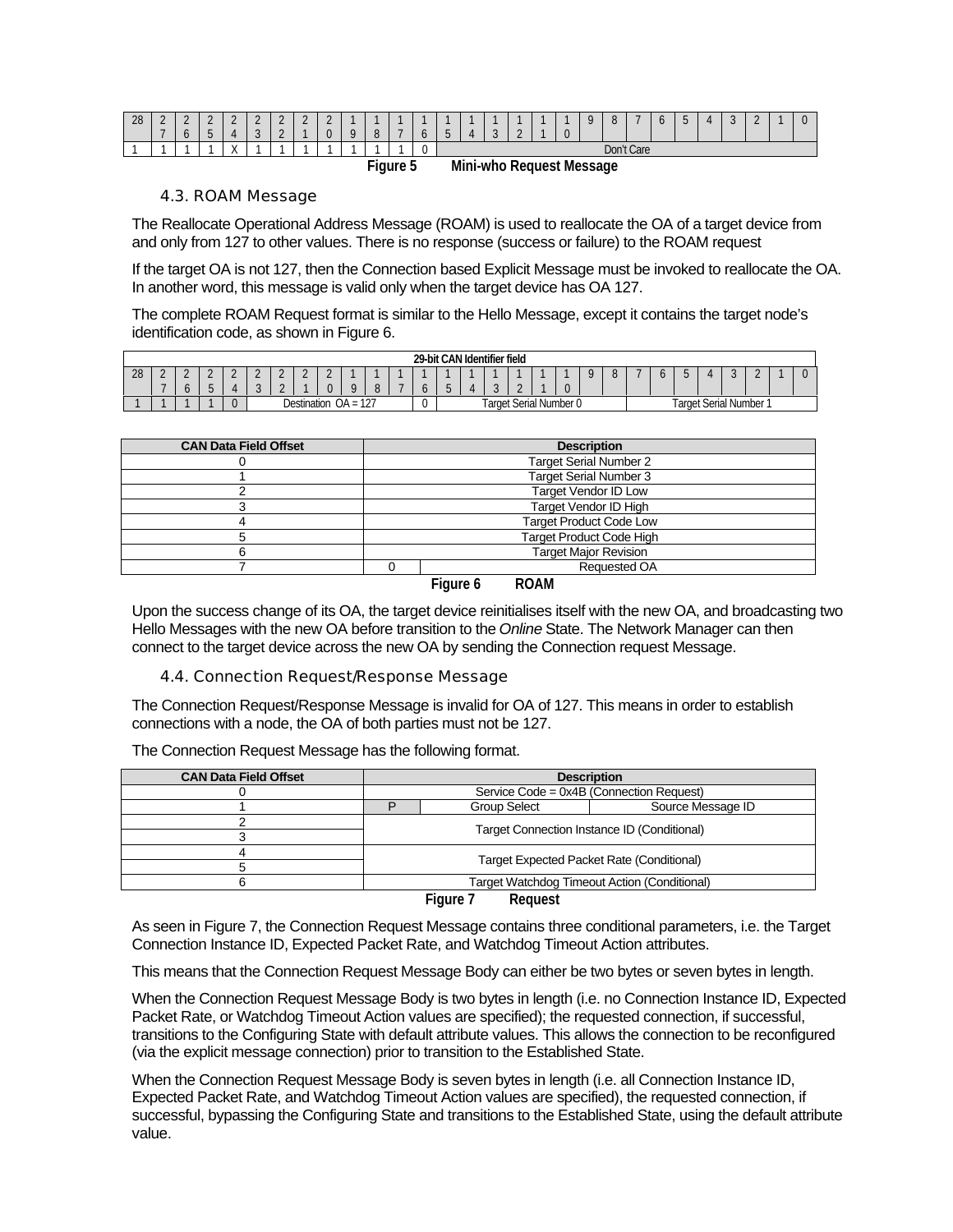| 28 | 27 | 26 | 25 | 24 | 23 | 22 | 21 | 20 | 19 | 18 | 17 | 16 | 15 | 14 | 13 | 12 | 11 | 10 | 9 | 8 | 7 | 6 | 5 | 4 | 3 | 2 | 1 | 0 |
|---|---|---|---|---|---|---|---|---|---|---|---|---|---|---|---|---|---|---|---|---|---|---|---|---|---|---|---|---|
| 1 | 1 | 1 | 1 | X | 1 | 1 | 1 | 1 | 1 | 1 | 1 | 0 | Don't Care | | | | | | | | | | | | | | | |

**Figure 5 Mini-who Request Message**

### 4.3. ROAM Message

The Reallocate Operational Address Message (ROAM) is used to reallocate the OA of a target device from and only from 127 to other values. There is no response (success or failure) to the ROAM request

If the target OA is not 127, then the Connection based Explicit Message must be invoked to reallocate the OA. In another word, this message is valid only when the target device has OA 127.

The complete ROAM Request format is similar to the Hello Message, except it contains the target node's identification code, as shown in Figure 6.

| 29-bit CAN Identifier field | | | | | | | | | | | | | | | | | | | | | | | | | | | | |
|---|---|---|---|---|---|---|---|---|---|---|---|---|---|---|---|---|---|---|---|---|---|---|---|---|---|---|---|---|
| 28 | 27 | 26 | 25 | 24 | 23 | 22 | 21 | 20 | 19 | 18 | 17 | 16 | 15 | 14 | 13 | 12 | 11 | 10 | 9 | 8 | 7 | 6 | 5 | 4 | 3 | 2 | 1 | 0 |
| 1 | 1 | 1 | 1 | 0 | Destination OA = 127 | | | | | | | 0 | Target Serial Number 0 | | | | | | | | Target Serial Number 1 | | | | | | | |

| CAN Data Field Offset | Description | |
|---|---|---|
| 0 | Target Serial Number 2 | |
| 1 | Target Serial Number 3 | |
| 2 | Target Vendor ID Low | |
| 3 | Target Vendor ID High | |
| 4 | Target Product Code Low | |
| 5 | Target Product Code High | |
| 6 | Target Major Revision | |
| 7 | 0 | Requested OA |

**Figure 6 ROAM**

Upon the success change of its OA, the target device reinitialises itself with the new OA, and broadcasting two Hello Messages with the new OA before transition to the *Online* State. The Network Manager can then connect to the target device across the new OA by sending the Connection request Message.

### 4.4. Connection Request/Response Message

The Connection Request/Response Message is invalid for OA of 127. This means in order to establish connections with a node, the OA of both parties must not be 127.

The Connection Request Message has the following format.

| CAN Data Field Offset | Description | | |
|---|---|---|---|
| 0 | Service Code = 0x4B (Connection Request) | | |
| 1 | P | Group Select | Source Message ID |
| 2 | Target Connection Instance ID (Conditional) | | |
| 3 | | | |
| 4 | Target Expected Packet Rate (Conditional) | | |
| 5 | | | |
| 6 | Target Watchdog Timeout Action (Conditional) | | |

**Figure 7 Request**

As seen in Figure 7, the Connection Request Message contains three conditional parameters, i.e. the Target Connection Instance ID, Expected Packet Rate, and Watchdog Timeout Action attributes.

This means that the Connection Request Message Body can either be two bytes or seven bytes in length.

When the Connection Request Message Body is two bytes in length (i.e. no Connection Instance ID, Expected Packet Rate, or Watchdog Timeout Action values are specified); the requested connection, if successful, transitions to the Configuring State with default attribute values. This allows the connection to be reconfigured (via the explicit message connection) prior to transition to the Established State.

When the Connection Request Message Body is seven bytes in length (i.e. all Connection Instance ID, Expected Packet Rate, and Watchdog Timeout Action values are specified), the requested connection, if successful, bypassing the Configuring State and transitions to the Established State, using the default attribute value.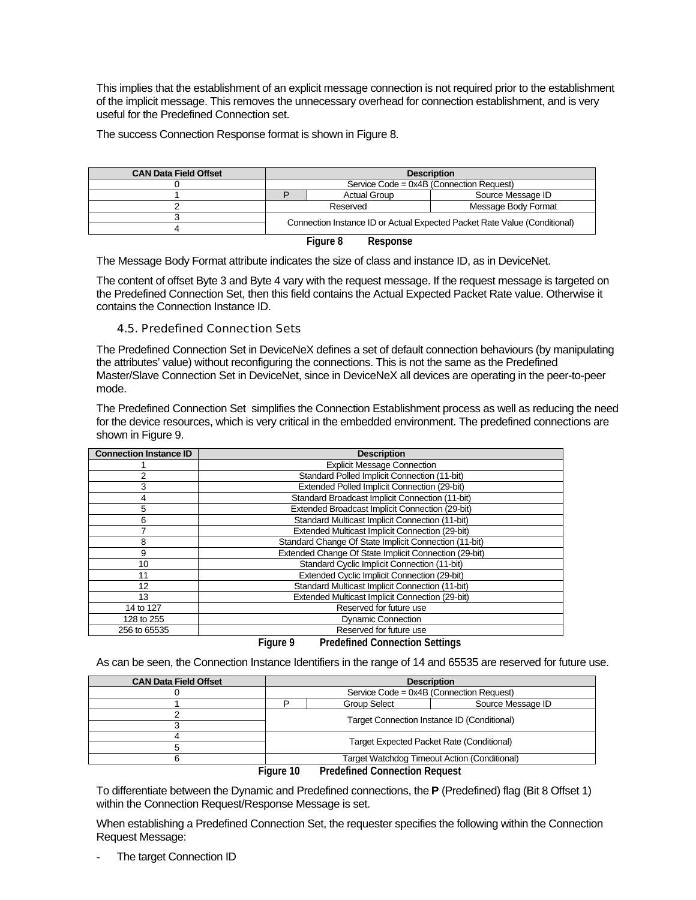This implies that the establishment of an explicit message connection is not required prior to the establishment of the implicit message. This removes the unnecessary overhead for connection establishment, and is very useful for the Predefined Connection set.

The success Connection Response format is shown in Figure 8.

| CAN Data Field Offset | Description | | |
|---|---|---|---|
| 0 | Service Code = 0x4B (Connection Request) | | |
| 1 | P | Actual Group | Source Message ID |
| 2 | Reserved | | Message Body Format |
| 3 | Connection Instance ID or Actual Expected Packet Rate Value (Conditional) | | |
| 4 | | | |

**Figure 8 Response**

The Message Body Format attribute indicates the size of class and instance ID, as in DeviceNet.

The content of offset Byte 3 and Byte 4 vary with the request message. If the request message is targeted on the Predefined Connection Set, then this field contains the Actual Expected Packet Rate value. Otherwise it contains the Connection Instance ID.

### 4.5. Predefined Connection Sets

The Predefined Connection Set in DeviceNeX defines a set of default connection behaviours (by manipulating the attributes' value) without reconfiguring the connections. This is not the same as the Predefined Master/Slave Connection Set in DeviceNet, since in DeviceNeX all devices are operating in the peer-to-peer mode.

The Predefined Connection Set simplifies the Connection Establishment process as well as reducing the need for the device resources, which is very critical in the embedded environment. The predefined connections are shown in Figure 9.

| Connection Instance ID | Description |
|---|---|
| 1 | Explicit Message Connection |
| 2 | Standard Polled Implicit Connection (11-bit) |
| 3 | Extended Polled Implicit Connection (29-bit) |
| 4 | Standard Broadcast Implicit Connection (11-bit) |
| 5 | Extended Broadcast Implicit Connection (29-bit) |
| 6 | Standard Multicast Implicit Connection (11-bit) |
| 7 | Extended Multicast Implicit Connection (29-bit) |
| 8 | Standard Change Of State Implicit Connection (11-bit) |
| 9 | Extended Change Of State Implicit Connection (29-bit) |
| 10 | Standard Cyclic Implicit Connection (11-bit) |
| 11 | Extended Cyclic Implicit Connection (29-bit) |
| 12 | Standard Multicast Implicit Connection (11-bit) |
| 13 | Extended Multicast Implicit Connection (29-bit) |
| 14 to 127 | Reserved for future use |
| 128 to 255 | Dynamic Connection |
| 256 to 65535 | Reserved for future use |

**Figure 9 Predefined Connection Settings**

As can be seen, the Connection Instance Identifiers in the range of 14 and 65535 are reserved for future use.

| CAN Data Field Offset | Description | | |
|---|---|---|---|
| 0 | Service Code = 0x4B (Connection Request) | | |
| 1 | P | Group Select | Source Message ID |
| 2 | Target Connection Instance ID (Conditional) | | |
| 3 | | | |
| 4 | Target Expected Packet Rate (Conditional) | | |
| 5 | | | |
| 6 | Target Watchdog Timeout Action (Conditional) | | |

**Figure 10 Predefined Connection Request**

To differentiate between the Dynamic and Predefined connections, the **P** (Predefined) flag (Bit 8 Offset 1) within the Connection Request/Response Message is set.

When establishing a Predefined Connection Set, the requester specifies the following within the Connection Request Message:

- The target Connection ID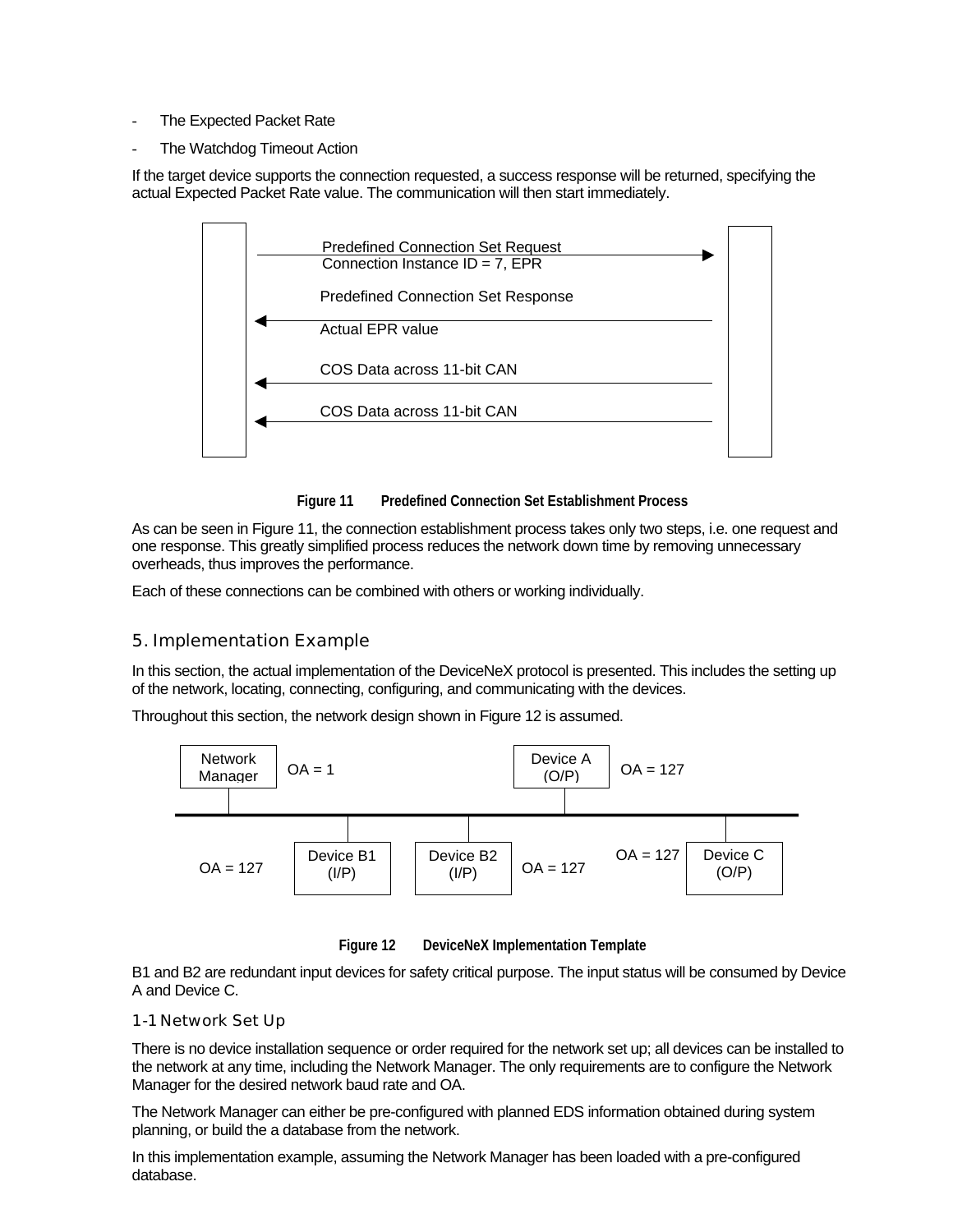- The Expected Packet Rate
- The Watchdog Timeout Action

If the target device supports the connection requested, a success response will be returned, specifying the actual Expected Packet Rate value. The communication will then start immediately.

Predefined Connection Set Request
Connection Instance ID = 7, EPR

Predefined Connection Set Response

Actual EPR value

COS Data across 11-bit CAN

COS Data across 11-bit CAN

**Figure 11 Predefined Connection Set Establishment Process**

As can be seen in Figure 11, the connection establishment process takes only two steps, i.e. one request and one response. This greatly simplified process reduces the network down time by removing unnecessary overheads, thus improves the performance.

Each of these connections can be combined with others or working individually.

## 5. Implementation Example

In this section, the actual implementation of the DeviceNeX protocol is presented. This includes the setting up of the network, locating, connecting, configuring, and communicating with the devices.

Throughout this section, the network design shown in Figure 12 is assumed.

Network Manager OA = 1

Device A (O/P) OA = 127

OA = 127 Device B1 (I/P)

Device B2 (I/P) OA = 127

OA = 127 Device C (O/P)

**Figure 12 DeviceNeX Implementation Template**

B1 and B2 are redundant input devices for safety critical purpose. The input status will be consumed by Device A and Device C.

### 1-1 Network Set Up

There is no device installation sequence or order required for the network set up; all devices can be installed to the network at any time, including the Network Manager. The only requirements are to configure the Network Manager for the desired network baud rate and OA.

The Network Manager can either be pre-configured with planned EDS information obtained during system planning, or build the a database from the network.

In this implementation example, assuming the Network Manager has been loaded with a pre-configured database.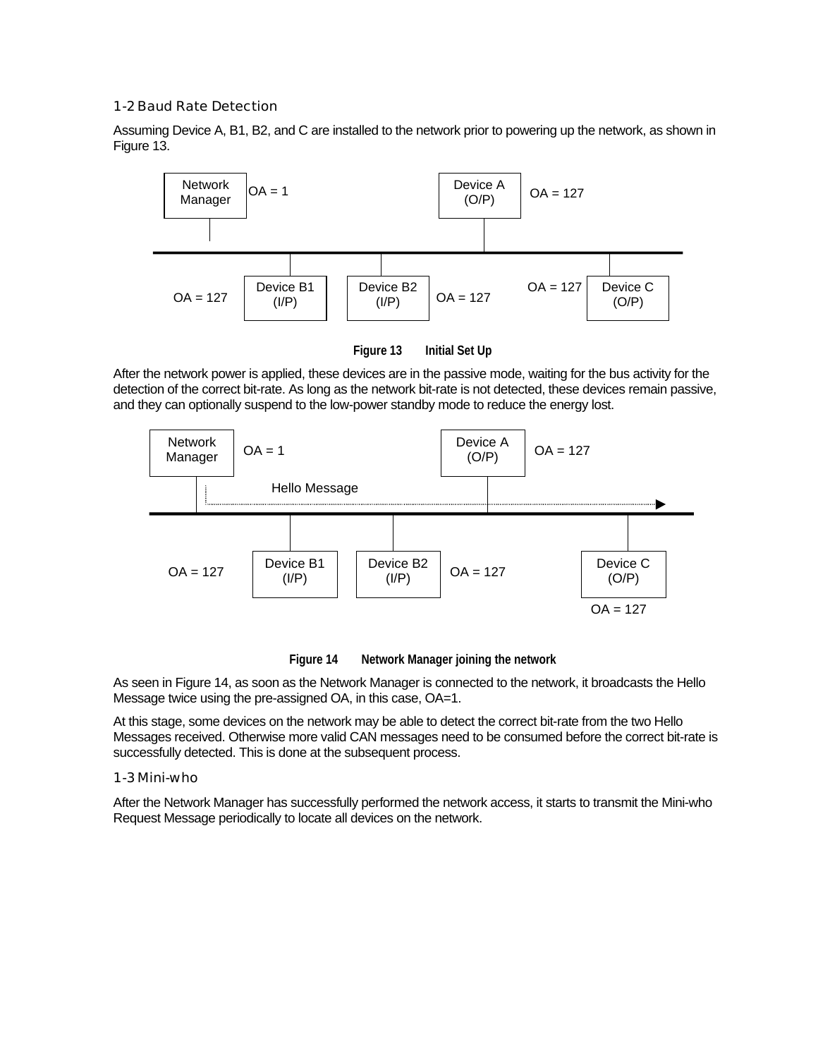## 1-2 Baud Rate Detection

Assuming Device A, B1, B2, and C are installed to the network prior to powering up the network, as shown in Figure 13.

Network Manager OA = 1

Device A (O/P) OA = 127

OA = 127 Device B1 (I/P)

Device B2 (I/P) OA = 127

OA = 127 Device C (O/P)

**Figure 13 Initial Set Up**

After the network power is applied, these devices are in the passive mode, waiting for the bus activity for the detection of the correct bit-rate. As long as the network bit-rate is not detected, these devices remain passive, and they can optionally suspend to the low-power standby mode to reduce the energy lost.

Network Manager OA = 1

Device A (O/P) OA = 127

Hello Message

OA = 127 Device B1 (I/P)

Device B2 (I/P) OA = 127

Device C (O/P) OA = 127

**Figure 14 Network Manager joining the network**

As seen in Figure 14, as soon as the Network Manager is connected to the network, it broadcasts the Hello Message twice using the pre-assigned OA, in this case, OA=1.

At this stage, some devices on the network may be able to detect the correct bit-rate from the two Hello Messages received. Otherwise more valid CAN messages need to be consumed before the correct bit-rate is successfully detected. This is done at the subsequent process.

## 1-3 Mini-who

After the Network Manager has successfully performed the network access, it starts to transmit the Mini-who Request Message periodically to locate all devices on the network.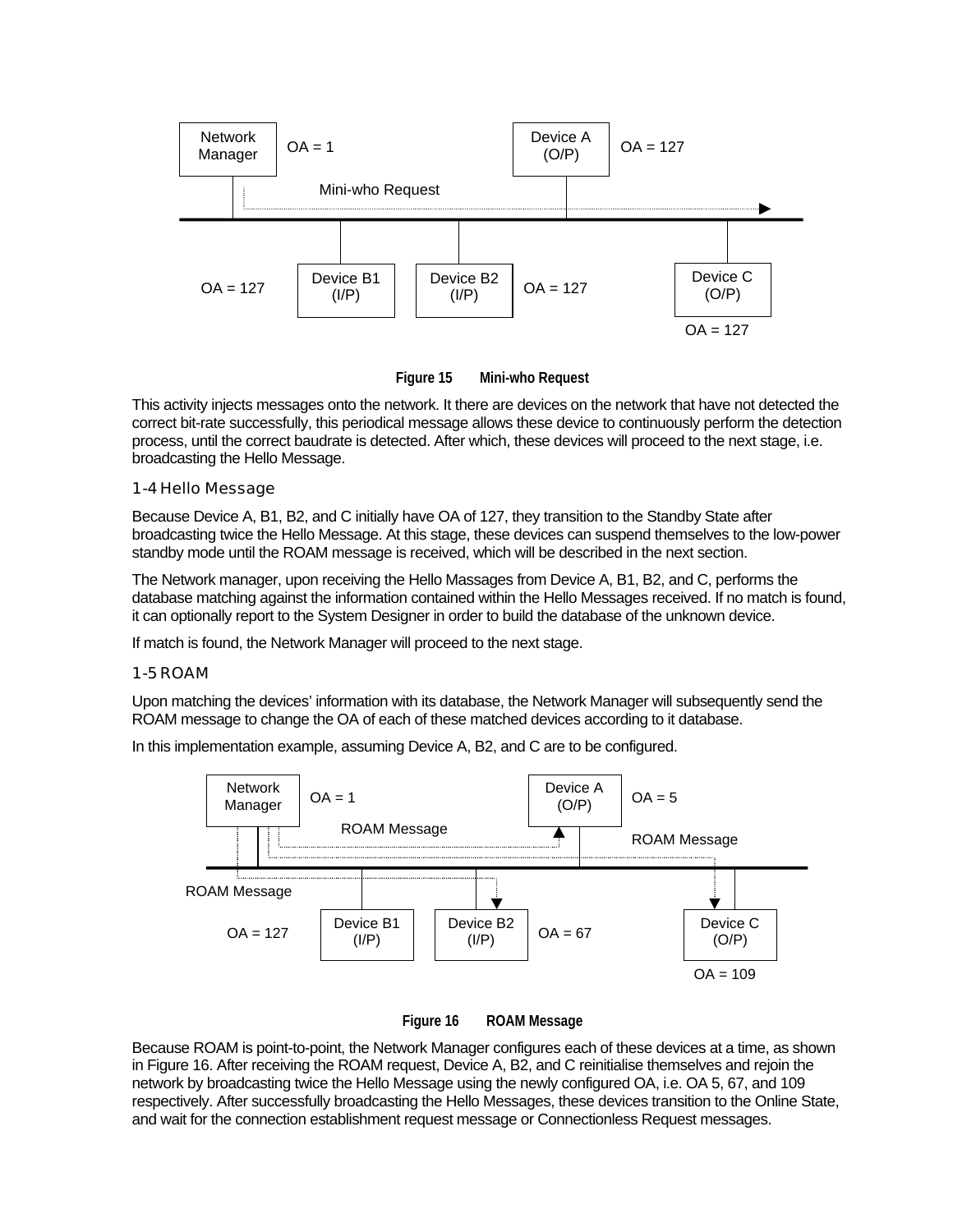Figure 15 Mini-who Request

This activity injects messages onto the network. It there are devices on the network that have not detected the correct bit-rate successfully, this periodical message allows these device to continuously perform the detection process, until the correct baudrate is detected. After which, these devices will proceed to the next stage, i.e. broadcasting the Hello Message.

### 1-4 Hello Message

Because Device A, B1, B2, and C initially have OA of 127, they transition to the Standby State after broadcasting twice the Hello Message. At this stage, these devices can suspend themselves to the low-power standby mode until the ROAM message is received, which will be described in the next section.

The Network manager, upon receiving the Hello Massages from Device A, B1, B2, and C, performs the database matching against the information contained within the Hello Messages received. If no match is found, it can optionally report to the System Designer in order to build the database of the unknown device.

If match is found, the Network Manager will proceed to the next stage.

### 1-5 ROAM

Upon matching the devices' information with its database, the Network Manager will subsequently send the ROAM message to change the OA of each of these matched devices according to it database.

In this implementation example, assuming Device A, B2, and C are to be configured.

Figure 16 ROAM Message

Because ROAM is point-to-point, the Network Manager configures each of these devices at a time, as shown in Figure 16. After receiving the ROAM request, Device A, B2, and C reinitialise themselves and rejoin the network by broadcasting twice the Hello Message using the newly configured OA, i.e. OA 5, 67, and 109 respectively. After successfully broadcasting the Hello Messages, these devices transition to the Online State, and wait for the connection establishment request message or Connectionless Request messages.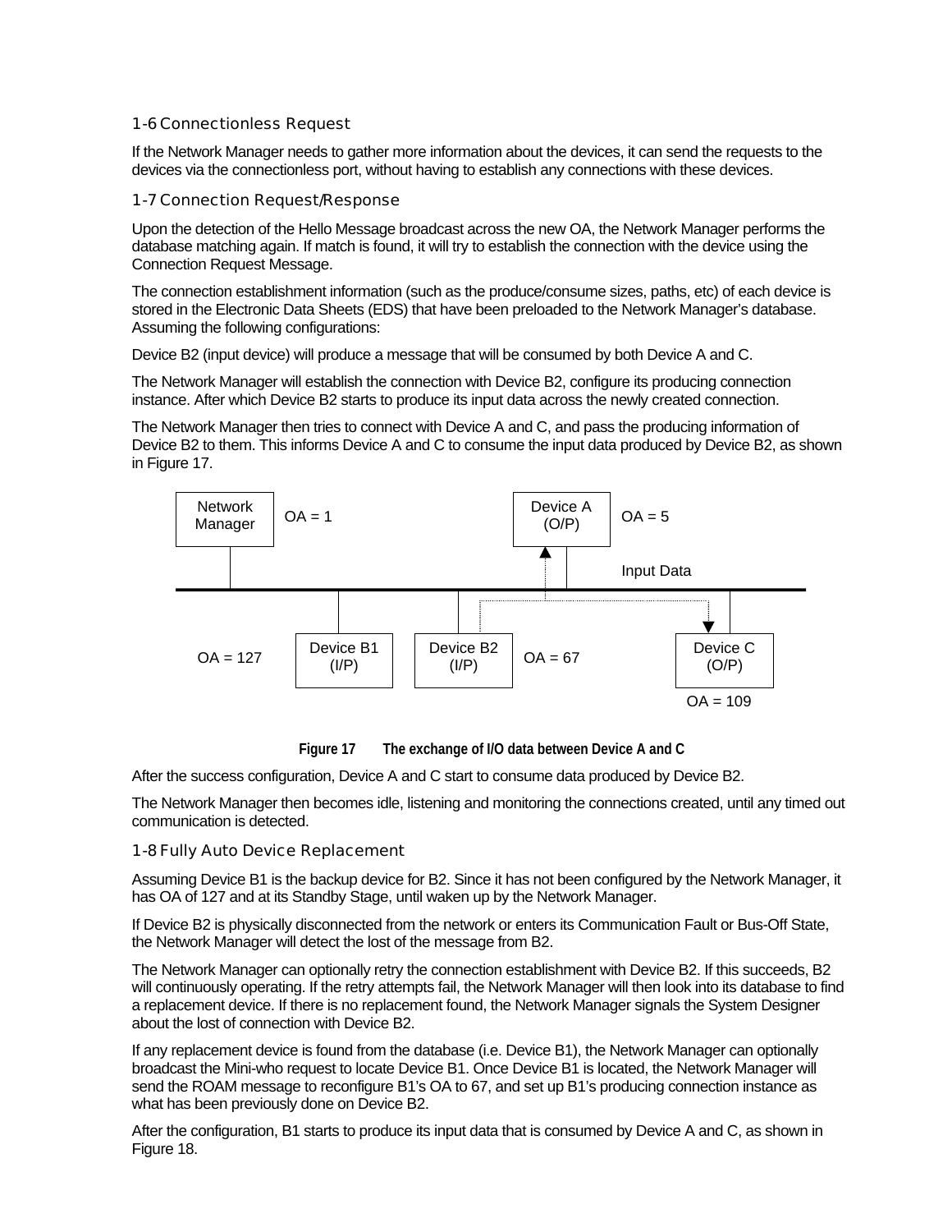### 1-6 Connectionless Request

If the Network Manager needs to gather more information about the devices, it can send the requests to the devices via the connectionless port, without having to establish any connections with these devices.

### 1-7 Connection Request/Response

Upon the detection of the Hello Message broadcast across the new OA, the Network Manager performs the database matching again. If match is found, it will try to establish the connection with the device using the Connection Request Message.

The connection establishment information (such as the produce/consume sizes, paths, etc) of each device is stored in the Electronic Data Sheets (EDS) that have been preloaded to the Network Manager's database. Assuming the following configurations:

Device B2 (input device) will produce a message that will be consumed by both Device A and C.

The Network Manager will establish the connection with Device B2, configure its producing connection instance. After which Device B2 starts to produce its input data across the newly created connection.

The Network Manager then tries to connect with Device A and C, and pass the producing information of Device B2 to them. This informs Device A and C to consume the input data produced by Device B2, as shown in Figure 17.

Network Manager OA = 1 | Device A (O/P) OA = 5 | Input Data | OA = 127 Device B1 (I/P) | Device B2 (I/P) OA = 67 | Device C (O/P) OA = 109

**Figure 17 The exchange of I/O data between Device A and C**

After the success configuration, Device A and C start to consume data produced by Device B2.

The Network Manager then becomes idle, listening and monitoring the connections created, until any timed out communication is detected.

### 1-8 Fully Auto Device Replacement

Assuming Device B1 is the backup device for B2. Since it has not been configured by the Network Manager, it has OA of 127 and at its Standby Stage, until waken up by the Network Manager.

If Device B2 is physically disconnected from the network or enters its Communication Fault or Bus-Off State, the Network Manager will detect the lost of the message from B2.

The Network Manager can optionally retry the connection establishment with Device B2. If this succeeds, B2 will continuously operating. If the retry attempts fail, the Network Manager will then look into its database to find a replacement device. If there is no replacement found, the Network Manager signals the System Designer about the lost of connection with Device B2.

If any replacement device is found from the database (i.e. Device B1), the Network Manager can optionally broadcast the Mini-who request to locate Device B1. Once Device B1 is located, the Network Manager will send the ROAM message to reconfigure B1's OA to 67, and set up B1's producing connection instance as what has been previously done on Device B2.

After the configuration, B1 starts to produce its input data that is consumed by Device A and C, as shown in Figure 18.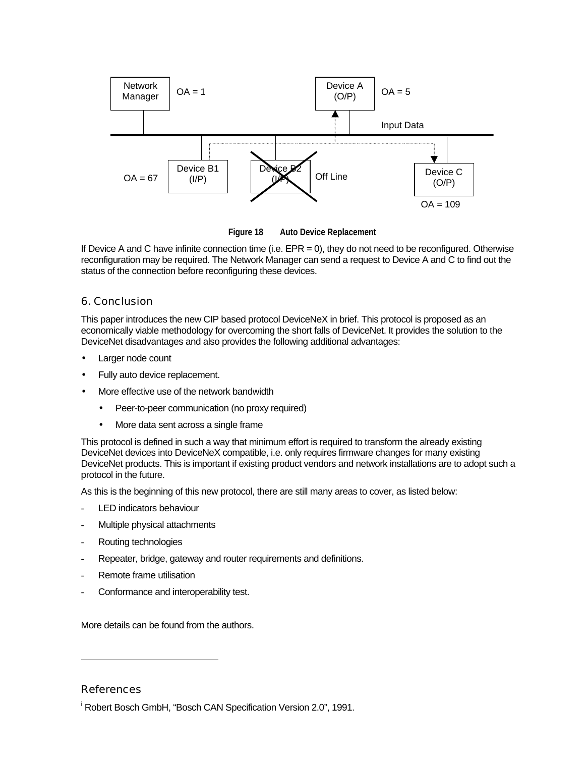Figure 18 Auto Device Replacement

If Device A and C have infinite connection time (i.e. EPR = 0), they do not need to be reconfigured. Otherwise reconfiguration may be required. The Network Manager can send a request to Device A and C to find out the status of the connection before reconfiguring these devices.

## 6. Conclusion

This paper introduces the new CIP based protocol DeviceNeX in brief. This protocol is proposed as an economically viable methodology for overcoming the short falls of DeviceNet. It provides the solution to the DeviceNet disadvantages and also provides the following additional advantages:

- Larger node count
- Fully auto device replacement.
- More effective use of the network bandwidth
  - Peer-to-peer communication (no proxy required)
  - More data sent across a single frame

This protocol is defined in such a way that minimum effort is required to transform the already existing DeviceNet devices into DeviceNeX compatible, i.e. only requires firmware changes for many existing DeviceNet products. This is important if existing product vendors and network installations are to adopt such a protocol in the future.

As this is the beginning of this new protocol, there are still many areas to cover, as listed below:

- LED indicators behaviour
- Multiple physical attachments
- Routing technologies
- Repeater, bridge, gateway and router requirements and definitions.
- Remote frame utilisation
- Conformance and interoperability test.

More details can be found from the authors.

## References

[i] Robert Bosch GmbH, "Bosch CAN Specification Version 2.0", 1991.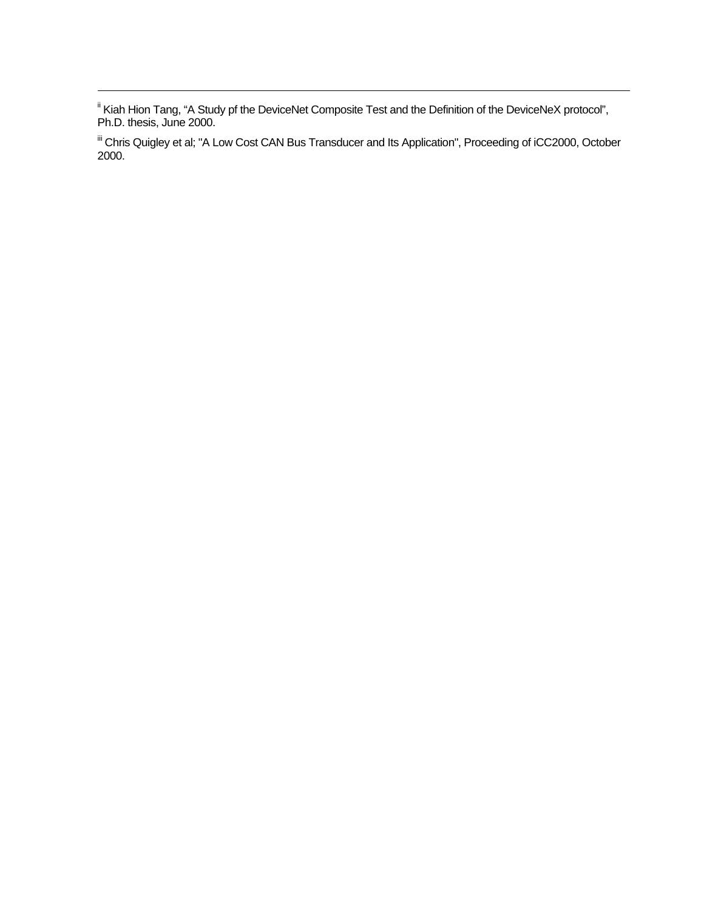---

[ii] Kiah Hion Tang, "A Study pf the DeviceNet Composite Test and the Definition of the DeviceNeX protocol", Ph.D. thesis, June 2000.

[iii] Chris Quigley et al; "A Low Cost CAN Bus Transducer and Its Application", Proceeding of iCC2000, October 2000.